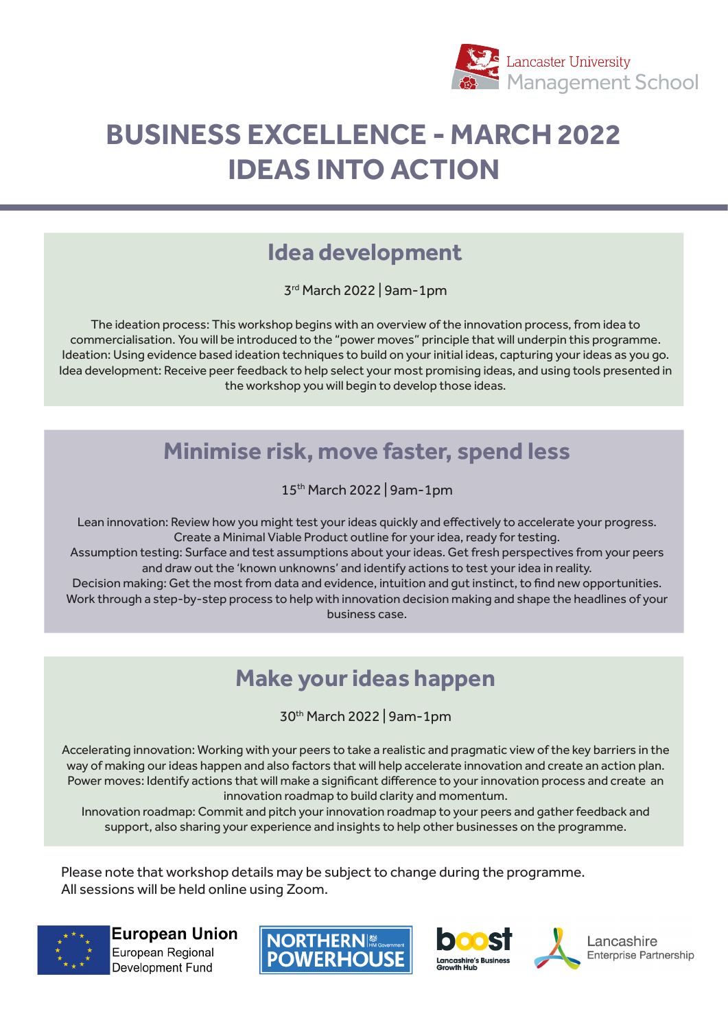Lancaster University Management School

# BUSINESS EXCELLENCE - MARCH 2022
# IDEAS INTO ACTION

## Idea development

3rd March 2022 | 9am-1pm

The ideation process: This workshop begins with an overview of the innovation process, from idea to commercialisation. You will be introduced to the "power moves" principle that will underpin this programme.
Ideation: Using evidence based ideation techniques to build on your initial ideas, capturing your ideas as you go.
Idea development: Receive peer feedback to help select your most promising ideas, and using tools presented in the workshop you will begin to develop those ideas.

## Minimise risk, move faster, spend less

15th March 2022 | 9am-1pm

Lean innovation: Review how you might test your ideas quickly and effectively to accelerate your progress. Create a Minimal Viable Product outline for your idea, ready for testing.
Assumption testing: Surface and test assumptions about your ideas. Get fresh perspectives from your peers and draw out the 'known unknowns' and identify actions to test your idea in reality.
Decision making: Get the most from data and evidence, intuition and gut instinct, to find new opportunities. Work through a step-by-step process to help with innovation decision making and shape the headlines of your business case.

## Make your ideas happen

30th March 2022 | 9am-1pm

Accelerating innovation: Working with your peers to take a realistic and pragmatic view of the key barriers in the way of making our ideas happen and also factors that will help accelerate innovation and create an action plan.
Power moves: Identify actions that will make a significant difference to your innovation process and create an innovation roadmap to build clarity and momentum.
Innovation roadmap: Commit and pitch your innovation roadmap to your peers and gather feedback and support, also sharing your experience and insights to help other businesses on the programme.

Please note that workshop details may be subject to change during the programme.
All sessions will be held online using Zoom.

European Union European Regional Development Fund | NORTHERN POWERHOUSE HM Government | boost Lancashire's Business Growth Hub | Lancashire Enterprise Partnership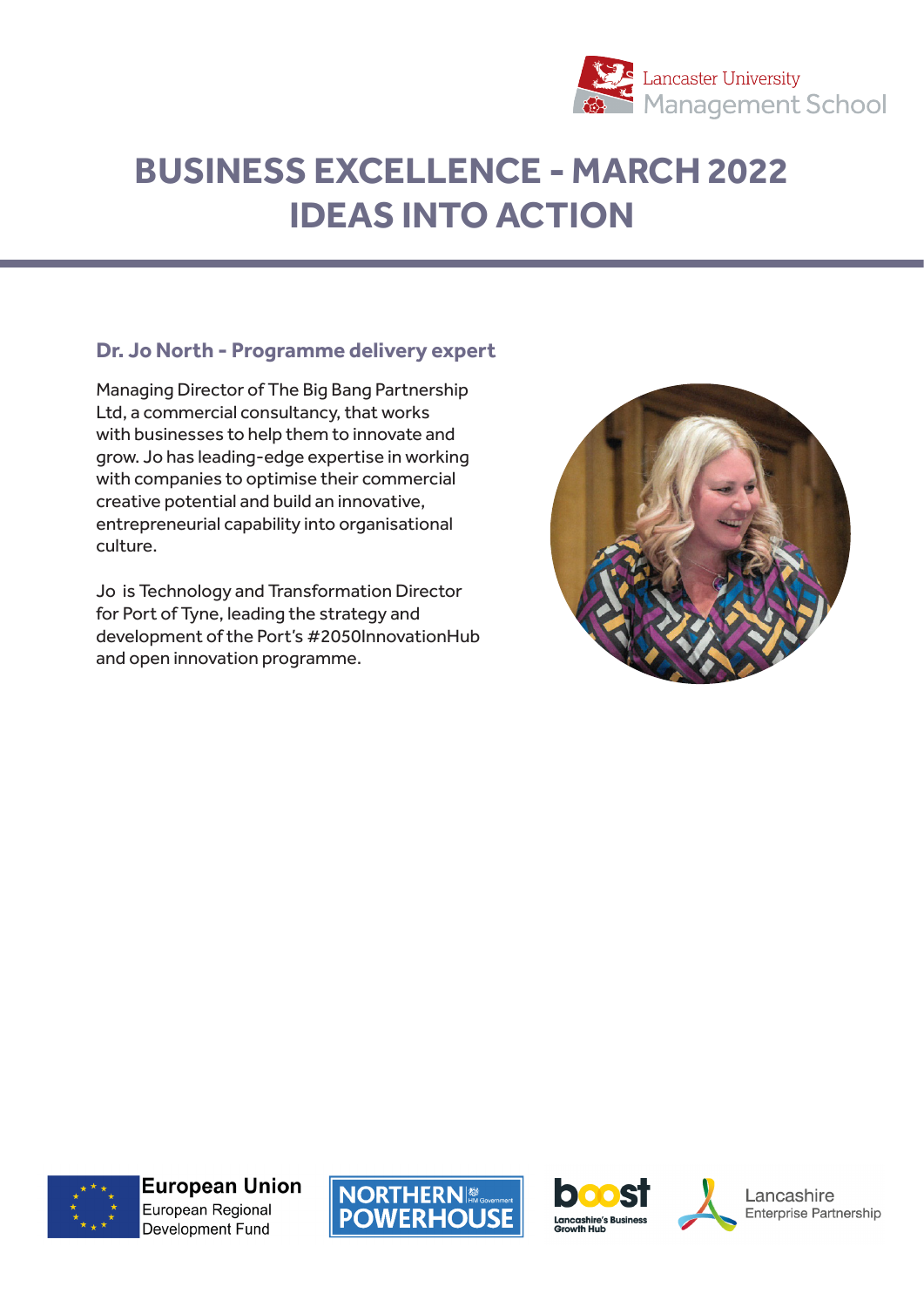# BUSINESS EXCELLENCE - MARCH 2022
# IDEAS INTO ACTION

### Dr. Jo North - Programme delivery expert

Managing Director of The Big Bang Partnership Ltd, a commercial consultancy, that works with businesses to help them to innovate and grow. Jo has leading-edge expertise in working with companies to optimise their commercial creative potential and build an innovative, entrepreneurial capability into organisational culture.

Jo is Technology and Transformation Director for Port of Tyne, leading the strategy and development of the Port's #2050InnovationHub and open innovation programme.